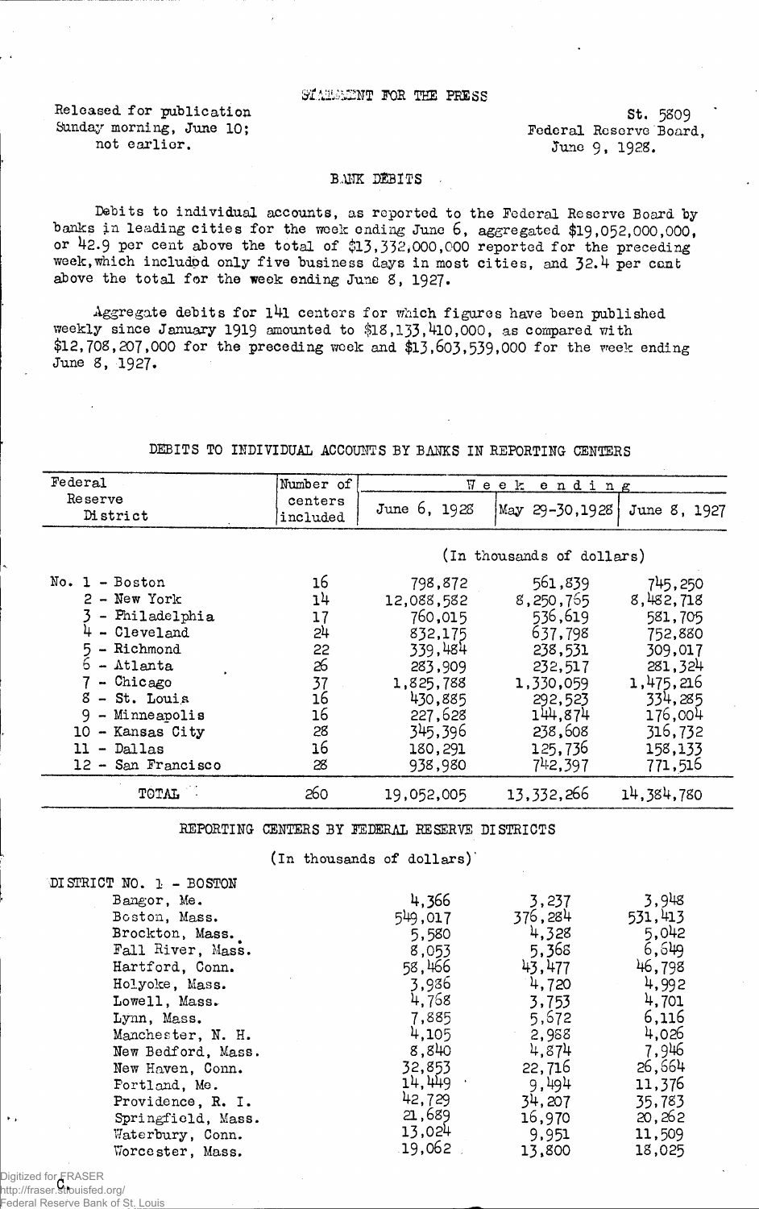STATEMENT FOR THE PRESS

Released for publication
Sunday morning, June 10;
not earlier.

St. 5809
Federal Reserve Board,
June 9, 1928.

## BANK DEBITS

Debits to individual accounts, as reported to the Federal Reserve Board by banks in leading cities for the week ending June 6, aggregated $19,052,000,000, or 42.9 per cent above the total of $13,332,000,000 reported for the preceding week, which included only five business days in most cities, and 32.4 per cent above the total for the week ending June 8, 1927.

Aggregate debits for 141 centers for which figures have been published weekly since January 1919 amounted to $18,133,410,000, as compared with $12,708,207,000 for the preceding week and $13,603,539,000 for the week ending June 8, 1927.

### DEBITS TO INDIVIDUAL ACCOUNTS BY BANKS IN REPORTING CENTERS

| Federal Reserve District | Number of centers included | Week ending June 6, 1928 | Week ending May 29-30, 1928 | Week ending June 8, 1927 |
|---|---|---|---|---|
| | | (In thousands of dollars) | | |
| No. 1 - Boston | 16 | 798,872 | 561,839 | 745,250 |
| 2 - New York | 14 | 12,088,582 | 8,250,765 | 8,482,718 |
| 3 - Philadelphia | 17 | 760,015 | 536,619 | 581,705 |
| 4 - Cleveland | 24 | 832,175 | 637,798 | 752,880 |
| 5 - Richmond | 22 | 339,484 | 238,531 | 309,017 |
| 6 - Atlanta | 26 | 283,909 | 232,517 | 281,324 |
| 7 - Chicago | 37 | 1,825,788 | 1,330,059 | 1,475,216 |
| 8 - St. Louis | 16 | 430,885 | 292,523 | 334,285 |
| 9 - Minneapolis | 16 | 227,628 | 144,874 | 176,004 |
| 10 - Kansas City | 28 | 345,396 | 238,608 | 316,732 |
| 11 - Dallas | 16 | 180,291 | 125,736 | 158,133 |
| 12 - San Francisco | 28 | 938,980 | 742,397 | 771,516 |
| TOTAL | 260 | 19,052,005 | 13,332,266 | 14,384,780 |

### REPORTING CENTERS BY FEDERAL RESERVE DISTRICTS

(In thousands of dollars)

| DISTRICT NO. 1 - BOSTON | June 6, 1928 | May 29-30, 1928 | June 8, 1927 |
|---|---|---|---|
| Bangor, Me. | 4,366 | 3,237 | 3,948 |
| Boston, Mass. | 549,017 | 376,284 | 531,413 |
| Brockton, Mass. | 5,580 | 4,328 | 5,042 |
| Fall River, Mass. | 8,053 | 5,368 | 6,649 |
| Hartford, Conn. | 58,466 | 43,477 | 46,798 |
| Holyoke, Mass. | 3,936 | 4,720 | 4,992 |
| Lowell, Mass. | 4,768 | 3,753 | 4,701 |
| Lynn, Mass. | 7,885 | 5,672 | 6,116 |
| Manchester, N. H. | 4,105 | 2,988 | 4,026 |
| New Bedford, Mass. | 8,840 | 4,874 | 7,946 |
| New Haven, Conn. | 32,853 | 22,716 | 26,664 |
| Portland, Me. | 14,449 | 9,494 | 11,376 |
| Providence, R. I. | 42,729 | 34,207 | 35,783 |
| Springfield, Mass. | 21,689 | 16,970 | 20,262 |
| Waterbury, Conn. | 13,024 | 9,951 | 11,509 |
| Worcester, Mass. | 19,062 | 13,800 | 18,025 |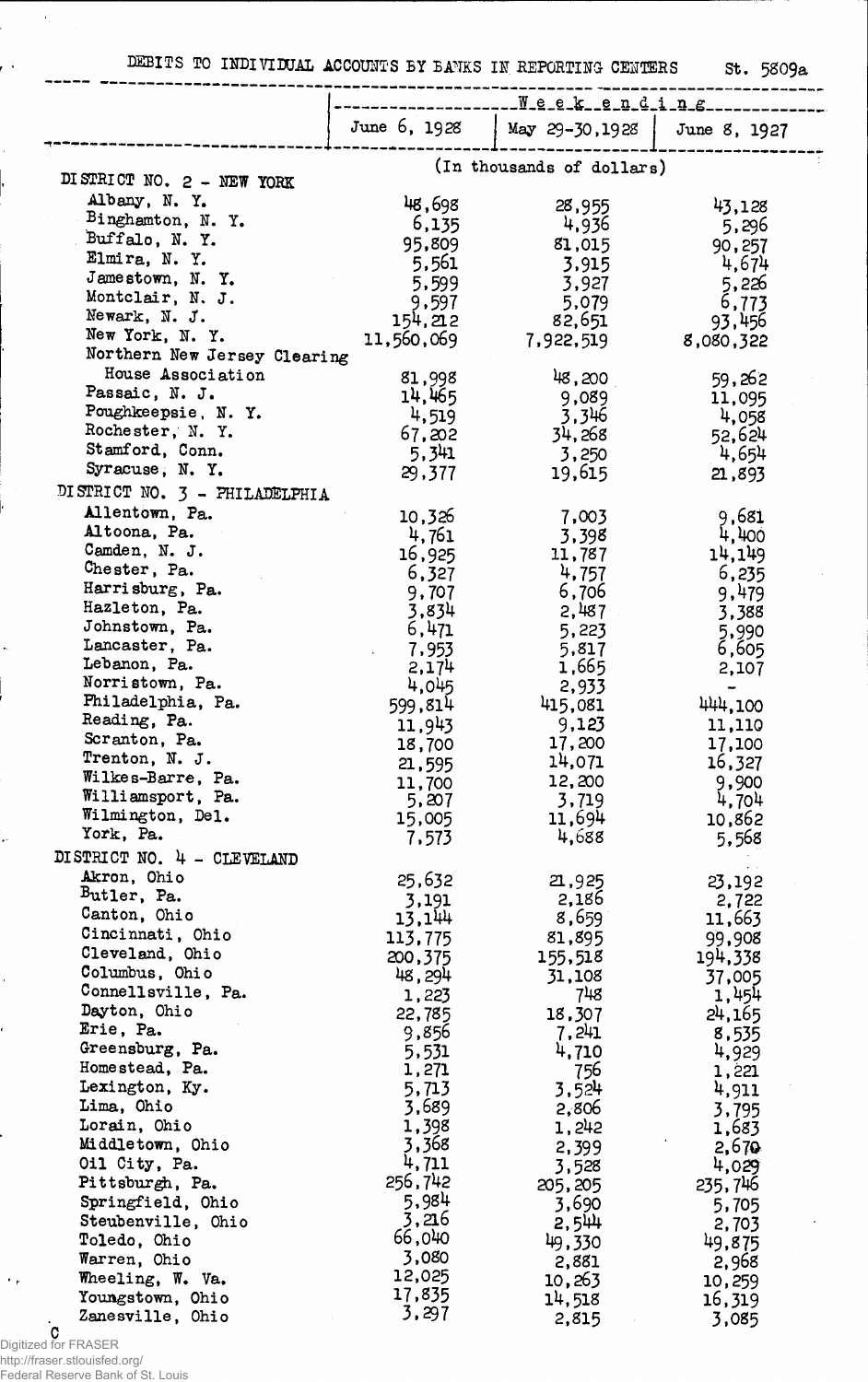DEBITS TO INDIVIDUAL ACCOUNTS BY BANKS IN REPORTING CENTERS St. 5809a

| | Week ending | | |
|---|---|---|---|
| | June 6, 1928 | May 29-30, 1928 | June 8, 1927 |
| | (In thousands of dollars) | | |
| **DISTRICT NO. 2 - NEW YORK** | | | |
| Albany, N. Y. | 48,698 | 28,955 | 43,128 |
| Binghamton, N. Y. | 6,135 | 4,936 | 5,296 |
| Buffalo, N. Y. | 95,809 | 81,015 | 90,257 |
| Elmira, N. Y. | 5,561 | 3,915 | 4,674 |
| Jamestown, N. Y. | 5,599 | 3,927 | 5,226 |
| Montclair, N. J. | 9,597 | 5,079 | 6,773 |
| Newark, N. J. | 154,212 | 82,651 | 93,456 |
| New York, N. Y. | 11,560,069 | 7,922,519 | 8,080,322 |
| Northern New Jersey Clearing House Association | 81,998 | 48,200 | 59,262 |
| Passaic, N. J. | 14,465 | 9,089 | 11,095 |
| Poughkeepsie, N. Y. | 4,519 | 3,346 | 4,058 |
| Rochester, N. Y. | 67,202 | 34,268 | 52,624 |
| Stamford, Conn. | 5,341 | 3,250 | 4,654 |
| Syracuse, N. Y. | 29,377 | 19,615 | 21,893 |
| **DISTRICT NO. 3 - PHILADELPHIA** | | | |
| Allentown, Pa. | 10,326 | 7,003 | 9,681 |
| Altoona, Pa. | 4,761 | 3,398 | 4,400 |
| Camden, N. J. | 16,925 | 11,787 | 14,149 |
| Chester, Pa. | 6,327 | 4,757 | 6,235 |
| Harrisburg, Pa. | 9,707 | 6,706 | 9,479 |
| Hazleton, Pa. | 3,834 | 2,487 | 3,388 |
| Johnstown, Pa. | 6,471 | 5,223 | 5,990 |
| Lancaster, Pa. | 7,953 | 5,817 | 6,605 |
| Lebanon, Pa. | 2,174 | 1,665 | 2,107 |
| Norristown, Pa. | 4,045 | 2,933 | - |
| Philadelphia, Pa. | 599,814 | 415,081 | 444,100 |
| Reading, Pa. | 11,943 | 9,123 | 11,110 |
| Scranton, Pa. | 18,700 | 17,200 | 17,100 |
| Trenton, N. J. | 21,595 | 14,071 | 16,327 |
| Wilkes-Barre, Pa. | 11,700 | 12,200 | 9,900 |
| Williamsport, Pa. | 5,207 | 3,719 | 4,704 |
| Wilmington, Del. | 15,005 | 11,694 | 10,862 |
| York, Pa. | 7,573 | 4,688 | 5,568 |
| **DISTRICT NO. 4 - CLEVELAND** | | | |
| Akron, Ohio | 25,632 | 21,925 | 23,192 |
| Butler, Pa. | 3,191 | 2,186 | 2,722 |
| Canton, Ohio | 13,144 | 8,659 | 11,663 |
| Cincinnati, Ohio | 113,775 | 81,895 | 99,908 |
| Cleveland, Ohio | 200,375 | 155,518 | 194,338 |
| Columbus, Ohio | 48,294 | 31,108 | 37,005 |
| Connellsville, Pa. | 1,223 | 748 | 1,454 |
| Dayton, Ohio | 22,785 | 18,307 | 24,165 |
| Erie, Pa. | 9,856 | 7,241 | 8,535 |
| Greensburg, Pa. | 5,531 | 4,710 | 4,929 |
| Homestead, Pa. | 1,271 | 756 | 1,221 |
| Lexington, Ky. | 5,713 | 3,524 | 4,911 |
| Lima, Ohio | 3,689 | 2,806 | 3,795 |
| Lorain, Ohio | 1,398 | 1,242 | 1,683 |
| Middletown, Ohio | 3,368 | 2,399 | 2,670 |
| Oil City, Pa. | 4,711 | 3,528 | 4,029 |
| Pittsburgh, Pa. | 256,742 | 205,205 | 235,746 |
| Springfield, Ohio | 5,984 | 3,690 | 5,705 |
| Steubenville, Ohio | 3,216 | 2,544 | 2,703 |
| Toledo, Ohio | 66,040 | 49,330 | 49,875 |
| Warren, Ohio | 3,080 | 2,881 | 2,968 |
| Wheeling, W. Va. | 12,025 | 10,263 | 10,259 |
| Youngstown, Ohio | 17,835 | 14,518 | 16,319 |
| Zanesville, Ohio | 3,297 | 2,815 | 3,085 |

C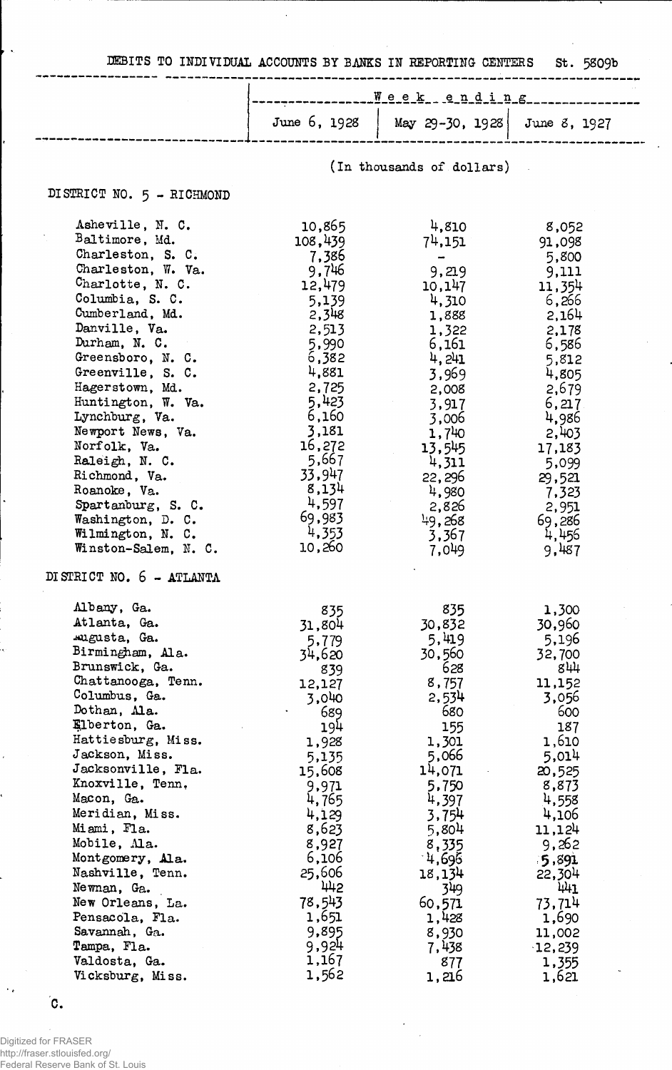DEBITS TO INDIVIDUAL ACCOUNTS BY BANKS IN REPORTING CENTERS St. 5809b

| | Week ending | | |
|---|---|---|---|
| | June 6, 1928 | May 29-30, 1928 | June 8, 1927 |
| | (In thousands of dollars) | | |
| **DISTRICT NO. 5 - RICHMOND** | | | |
| Asheville, N. C. | 10,865 | 4,810 | 8,052 |
| Baltimore, Md. | 108,439 | 74,151 | 91,098 |
| Charleston, S. C. | 7,386 | - | 5,800 |
| Charleston, W. Va. | 9,746 | 9,219 | 9,111 |
| Charlotte, N. C. | 12,479 | 10,147 | 11,354 |
| Columbia, S. C. | 5,139 | 4,310 | 6,266 |
| Cumberland, Md. | 2,348 | 1,888 | 2,164 |
| Danville, Va. | 2,513 | 1,322 | 2,178 |
| Durham, N. C. | 5,990 | 6,161 | 6,586 |
| Greensboro, N. C. | 6,382 | 4,241 | 5,812 |
| Greenville, S. C. | 4,881 | 3,969 | 4,805 |
| Hagerstown, Md. | 2,725 | 2,008 | 2,679 |
| Huntington, W. Va. | 5,423 | 3,917 | 6,217 |
| Lynchburg, Va. | 6,160 | 3,006 | 4,986 |
| Newport News, Va. | 3,181 | 1,740 | 2,403 |
| Norfolk, Va. | 16,272 | 13,545 | 17,183 |
| Raleigh, N. C. | 5,667 | 4,311 | 5,099 |
| Richmond, Va. | 33,947 | 22,296 | 29,521 |
| Roanoke, Va. | 8,134 | 4,980 | 7,323 |
| Spartanburg, S. C. | 4,597 | 2,826 | 2,951 |
| Washington, D. C. | 69,983 | 49,268 | 69,286 |
| Wilmington, N. C. | 4,353 | 3,367 | 4,456 |
| Winston-Salem, N. C. | 10,260 | 7,049 | 9,487 |
| **DISTRICT NO. 6 - ATLANTA** | | | |
| Albany, Ga. | 835 | 835 | 1,300 |
| Atlanta, Ga. | 31,804 | 30,832 | 30,960 |
| Augusta, Ga. | 5,779 | 5,419 | 5,196 |
| Birmingham, Ala. | 34,620 | 30,560 | 32,700 |
| Brunswick, Ga. | 839 | 628 | 844 |
| Chattanooga, Tenn. | 12,127 | 8,757 | 11,152 |
| Columbus, Ga. | 3,040 | 2,534 | 3,056 |
| Dothan, Ala. | 689 | 680 | 600 |
| Elberton, Ga. | 194 | 155 | 187 |
| Hattiesburg, Miss. | 1,928 | 1,301 | 1,610 |
| Jackson, Miss. | 5,135 | 5,066 | 5,014 |
| Jacksonville, Fla. | 15,608 | 14,071 | 20,525 |
| Knoxville, Tenn. | 9,971 | 5,750 | 8,873 |
| Macon, Ga. | 4,765 | 4,397 | 4,558 |
| Meridian, Miss. | 4,129 | 3,754 | 4,106 |
| Miami, Fla. | 8,623 | 5,804 | 11,124 |
| Mobile, Ala. | 8,927 | 8,335 | 9,262 |
| Montgomery, Ala. | 6,106 | 4,696 | 5,891 |
| Nashville, Tenn. | 25,606 | 18,134 | 22,304 |
| Newnan, Ga. | 442 | 349 | 441 |
| New Orleans, La. | 78,543 | 60,571 | 73,714 |
| Pensacola, Fla. | 1,651 | 1,428 | 1,690 |
| Savannah, Ga. | 9,895 | 8,930 | 11,002 |
| Tampa, Fla. | 9,924 | 7,438 | 12,239 |
| Valdosta, Ga. | 1,167 | 877 | 1,355 |
| Vicksburg, Miss. | 1,562 | 1,216 | 1,621 |

C.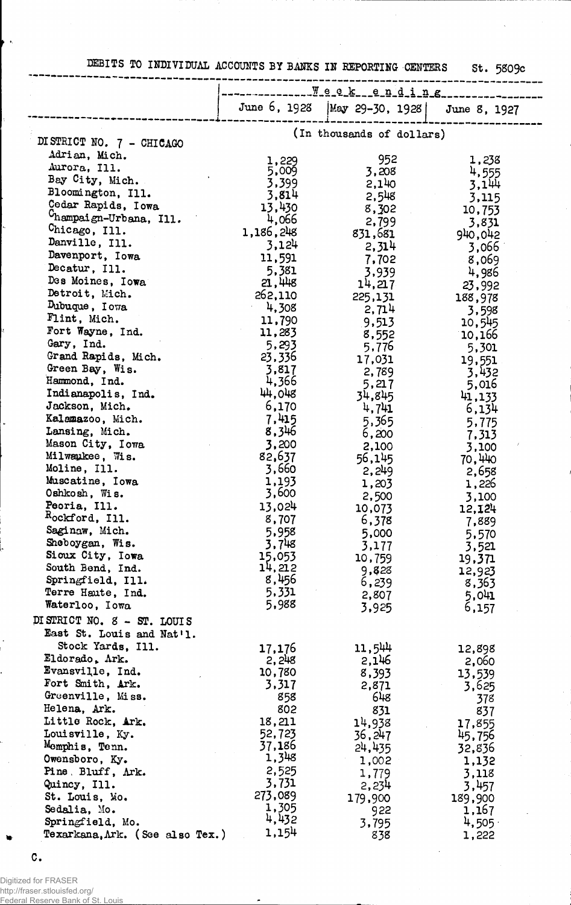DEBITS TO INDIVIDUAL ACCOUNTS BY BANKS IN REPORTING CENTERS St. 5809c

| | Week ending | | |
|---|---|---|---|
| | June 6, 1928 | May 29-30, 1928 | June 8, 1927 |
| | (In thousands of dollars) | | |
| **DISTRICT NO. 7 - CHICAGO** | | | |
| Adrian, Mich. | 1,229 | 952 | 1,238 |
| Aurora, Ill. | 5,009 | 3,208 | 4,555 |
| Bay City, Mich. | 3,399 | 2,140 | 3,144 |
| Bloomington, Ill. | 3,814 | 2,548 | 3,115 |
| Cedar Rapids, Iowa | 13,430 | 8,302 | 10,753 |
| Champaign-Urbana, Ill. | 4,066 | 2,799 | 3,831 |
| Chicago, Ill. | 1,186,248 | 831,681 | 940,042 |
| Danville, Ill. | 3,124 | 2,314 | 3,066 |
| Davenport, Iowa | 11,591 | 7,702 | 8,069 |
| Decatur, Ill. | 5,381 | 3,939 | 4,986 |
| Des Moines, Iowa | 21,448 | 14,217 | 23,992 |
| Detroit, Mich. | 262,110 | 225,131 | 188,978 |
| Dubuque, Iowa | 4,308 | 2,714 | 3,598 |
| Flint, Mich. | 11,790 | 9,513 | 10,545 |
| Fort Wayne, Ind. | 11,283 | 8,552 | 10,166 |
| Gary, Ind. | 5,293 | 5,776 | 5,301 |
| Grand Rapids, Mich. | 23,336 | 17,031 | 19,551 |
| Green Bay, Wis. | 3,817 | 2,789 | 3,432 |
| Hammond, Ind. | 4,366 | 5,217 | 5,016 |
| Indianapolis, Ind. | 44,048 | 34,845 | 41,133 |
| Jackson, Mich. | 6,170 | 4,741 | 6,134 |
| Kalamazoo, Mich. | 7,415 | 5,365 | 5,775 |
| Lansing, Mich. | 8,346 | 6,200 | 7,313 |
| Mason City, Iowa | 3,200 | 2,100 | 3,100 |
| Milwaukee, Wis. | 82,637 | 56,145 | 70,440 |
| Moline, Ill. | 3,660 | 2,249 | 2,658 |
| Muscatine, Iowa | 1,193 | 1,203 | 1,226 |
| Oshkosh, Wis. | 3,600 | 2,500 | 3,100 |
| Peoria, Ill. | 13,024 | 10,073 | 12,124 |
| Rockford, Ill. | 8,707 | 6,378 | 7,889 |
| Saginaw, Mich. | 5,958 | 5,000 | 5,570 |
| Sheboygan, Wis. | 3,748 | 3,177 | 3,521 |
| Sioux City, Iowa | 15,053 | 10,759 | 19,371 |
| South Bend, Ind. | 14,212 | 9,828 | 12,923 |
| Springfield, Ill. | 8,456 | 6,239 | 8,363 |
| Terre Haute, Ind. | 5,331 | 2,807 | 5,041 |
| Waterloo, Iowa | 5,988 | 3,925 | 6,157 |
| **DISTRICT NO. 8 - ST. LOUIS** | | | |
| East St. Louis and Nat'l. Stock Yards, Ill. | 17,176 | 11,544 | 12,898 |
| Eldorado, Ark. | 2,248 | 2,146 | 2,060 |
| Evansville, Ind. | 10,780 | 8,393 | 13,539 |
| Fort Smith, Ark. | 3,317 | 2,871 | 3,625 |
| Greenville, Miss. | 858 | 648 | 378 |
| Helena, Ark. | 802 | 831 | 837 |
| Little Rock, Ark. | 18,211 | 14,938 | 17,855 |
| Louisville, Ky. | 52,723 | 36,247 | 45,756 |
| Memphis, Tenn. | 37,186 | 24,435 | 32,836 |
| Owensboro, Ky. | 1,348 | 1,002 | 1,132 |
| Pine Bluff, Ark. | 2,525 | 1,779 | 3,118 |
| Quincy, Ill. | 3,731 | 2,234 | 3,457 |
| St. Louis, Mo. | 273,089 | 179,900 | 189,900 |
| Sedalia, Mo. | 1,305 | 922 | 1,167 |
| Springfield, Mo. | 4,432 | 3,795 | 4,505 |
| Texarkana, Ark. (See also Tex.) | 1,154 | 838 | 1,222 |

C.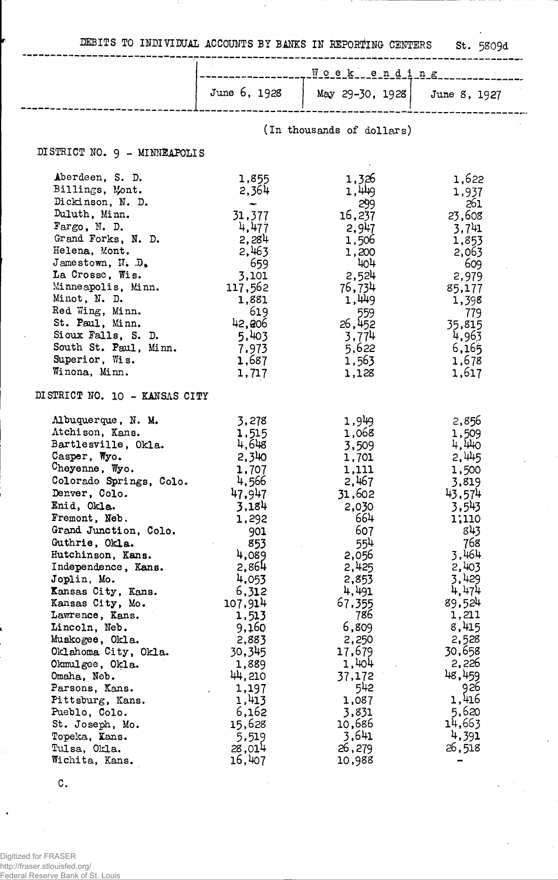DEBITS TO INDIVIDUAL ACCOUNTS BY BANKS IN REPORTING CENTERS St. 5809d

| | Week ending | | |
|---|---|---|---|
| | June 6, 1928 | May 29-30, 1928 | June 8, 1927 |
| | (In thousands of dollars) | | |
| **DISTRICT NO. 9 - MINNEAPOLIS** | | | |
| Aberdeen, S. D. | 1,855 | 1,326 | 1,622 |
| Billings, Mont. | 2,364 | 1,449 | 1,937 |
| Dickinson, N. D. | - | 299 | 261 |
| Duluth, Minn. | 31,377 | 16,237 | 23,608 |
| Fargo, N. D. | 4,477 | 2,947 | 3,741 |
| Grand Forks, N. D. | 2,284 | 1,506 | 1,853 |
| Helena, Mont. | 2,463 | 1,200 | 2,063 |
| Jamestown, N. D. | 659 | 404 | 609 |
| La Crosse, Wis. | 3,101 | 2,524 | 2,979 |
| Minneapolis, Minn. | 117,562 | 76,734 | 85,177 |
| Minot, N. D. | 1,881 | 1,449 | 1,398 |
| Red Wing, Minn. | 619 | 559 | 779 |
| St. Paul, Minn. | 42,806 | 26,452 | 35,815 |
| Sioux Falls, S. D. | 5,403 | 3,774 | 4,963 |
| South St. Paul, Minn. | 7,973 | 5,622 | 6,165 |
| Superior, Wis. | 1,687 | 1,563 | 1,678 |
| Winona, Minn. | 1,717 | 1,128 | 1,617 |
| **DISTRICT NO. 10 - KANSAS CITY** | | | |
| Albuquerque, N. M. | 3,278 | 1,949 | 2,856 |
| Atchison, Kans. | 1,515 | 1,068 | 1,509 |
| Bartlesville, Okla. | 4,648 | 3,509 | 4,440 |
| Casper, Wyo. | 2,340 | 1,701 | 2,445 |
| Cheyenne, Wyo. | 1,707 | 1,111 | 1,500 |
| Colorado Springs, Colo. | 4,566 | 2,467 | 3,819 |
| Denver, Colo. | 47,947 | 31,602 | 43,574 |
| Enid, Okla. | 3,184 | 2,030 | 3,543 |
| Fremont, Neb. | 1,292 | 664 | 1,110 |
| Grand Junction, Colo. | 901 | 607 | 843 |
| Guthrie, Okla. | 853 | 554 | 768 |
| Hutchinson, Kans. | 4,089 | 2,056 | 3,464 |
| Independence, Kans. | 2,864 | 2,425 | 2,403 |
| Joplin, Mo. | 4,053 | 2,853 | 3,429 |
| Kansas City, Kans. | 6,312 | 4,491 | 4,474 |
| Kansas City, Mo. | 107,914 | 67,355 | 89,524 |
| Lawrence, Kans. | 1,513 | 786 | 1,211 |
| Lincoln, Neb. | 9,160 | 6,809 | 8,415 |
| Muskogee, Okla. | 2,883 | 2,250 | 2,528 |
| Oklahoma City, Okla. | 30,345 | 17,679 | 30,658 |
| Okmulgee, Okla. | 1,889 | 1,404 | 2,226 |
| Omaha, Neb. | 44,210 | 37,172 | 48,459 |
| Parsons, Kans. | 1,197 | 542 | 926 |
| Pittsburg, Kans. | 1,413 | 1,087 | 1,416 |
| Pueblo, Colo. | 6,162 | 3,831 | 5,620 |
| St. Joseph, Mo. | 15,628 | 10,686 | 14,663 |
| Topeka, Kans. | 5,519 | 3,641 | 4,391 |
| Tulsa, Okla. | 28,014 | 26,279 | 26,518 |
| Wichita, Kans. | 16,407 | 10,988 | - |

C.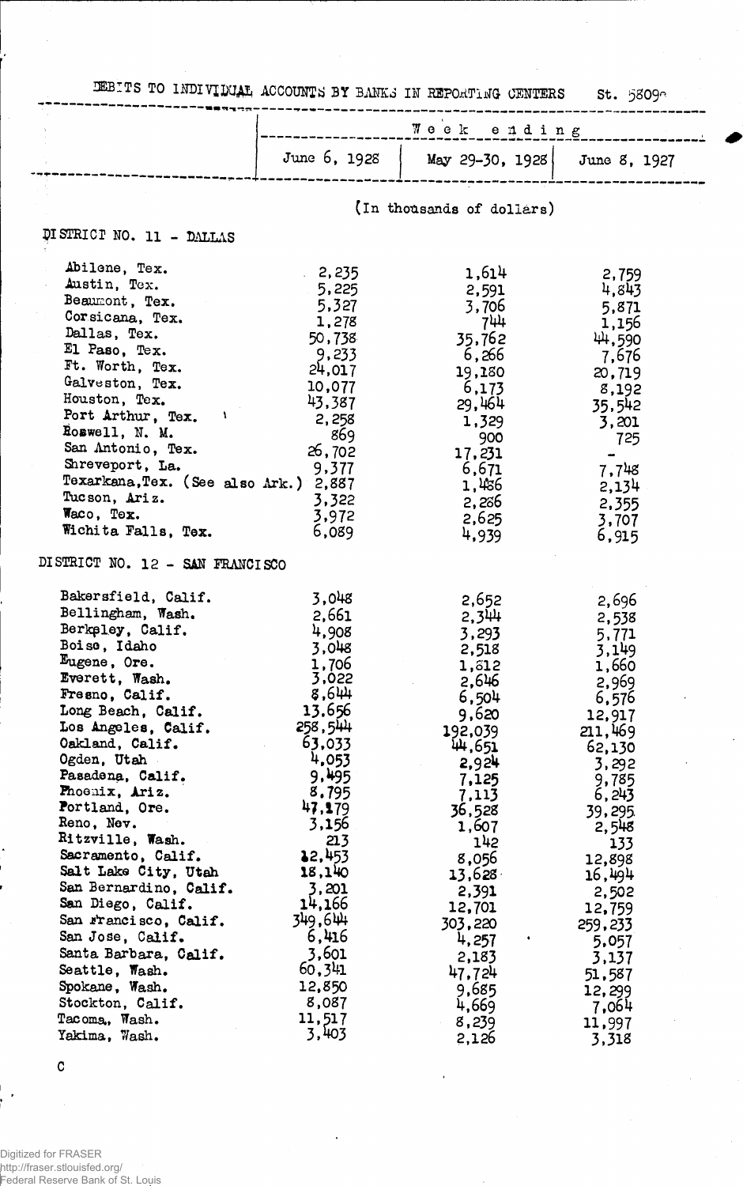DEBITS TO INDIVIDUAL ACCOUNTS BY BANKS IN REPORTING CENTERS St. 5809c

| | Week ending | | |
|---|---|---|---|
| | June 6, 1928 | May 29-30, 1928 | June 8, 1927 |
| | (In thousands of dollars) | | |
| **DISTRICT NO. 11 - DALLAS** | | | |
| Abilene, Tex. | 2,235 | 1,614 | 2,759 |
| Austin, Tex. | 5,225 | 2,591 | 4,843 |
| Beaumont, Tex. | 5,327 | 3,706 | 5,871 |
| Corsicana, Tex. | 1,278 | 744 | 1,156 |
| Dallas, Tex. | 50,738 | 35,762 | 44,590 |
| El Paso, Tex. | 9,233 | 6,266 | 7,676 |
| Ft. Worth, Tex. | 24,017 | 19,180 | 20,719 |
| Galveston, Tex. | 10,077 | 6,173 | 8,192 |
| Houston, Tex. | 43,387 | 29,464 | 35,542 |
| Port Arthur, Tex. | 2,258 | 1,329 | 3,201 |
| Roswell, N. M. | 869 | 900 | 725 |
| San Antonio, Tex. | 26,702 | 17,231 | - |
| Shreveport, La. | 9,377 | 6,671 | 7,748 |
| Texarkana, Tex. (See also Ark.) | 2,887 | 1,486 | 2,134 |
| Tucson, Ariz. | 3,322 | 2,286 | 2,355 |
| Waco, Tex. | 3,972 | 2,625 | 3,707 |
| Wichita Falls, Tex. | 6,089 | 4,939 | 6,915 |
| **DISTRICT NO. 12 - SAN FRANCISCO** | | | |
| Bakersfield, Calif. | 3,048 | 2,652 | 2,696 |
| Bellingham, Wash. | 2,661 | 2,344 | 2,538 |
| Berkeley, Calif. | 4,908 | 3,293 | 5,771 |
| Boise, Idaho | 3,048 | 2,518 | 3,149 |
| Eugene, Ore. | 1,706 | 1,612 | 1,660 |
| Everett, Wash. | 3,022 | 2,646 | 2,969 |
| Fresno, Calif. | 8,644 | 6,504 | 6,576 |
| Long Beach, Calif. | 13,656 | 9,620 | 12,917 |
| Los Angeles, Calif. | 258,544 | 192,039 | 211,469 |
| Oakland, Calif. | 63,033 | 44,651 | 62,130 |
| Ogden, Utah | 4,053 | 2,924 | 3,292 |
| Pasadena, Calif. | 9,495 | 7,125 | 9,785 |
| Phoenix, Ariz. | 8,795 | 7,113 | 6,243 |
| Portland, Ore. | 47,179 | 36,528 | 39,295 |
| Reno, Nev. | 3,156 | 1,607 | 2,548 |
| Ritzville, Wash. | 213 | 142 | 133 |
| Sacramento, Calif. | 12,453 | 8,056 | 12,898 |
| Salt Lake City, Utah | 18,140 | 13,628 | 16,494 |
| San Bernardino, Calif. | 3,201 | 2,391 | 2,502 |
| San Diego, Calif. | 14,166 | 12,701 | 12,759 |
| San Francisco, Calif. | 349,644 | 303,220 | 259,233 |
| San Jose, Calif. | 6,416 | 4,257 | 5,057 |
| Santa Barbara, Calif. | 3,601 | 2,183 | 3,137 |
| Seattle, Wash. | 60,341 | 47,724 | 51,587 |
| Spokane, Wash. | 12,850 | 9,685 | 12,299 |
| Stockton, Calif. | 8,087 | 4,669 | 7,064 |
| Tacoma, Wash. | 11,517 | 8,239 | 11,997 |
| Yakima, Wash. | 3,403 | 2,126 | 3,318 |

C